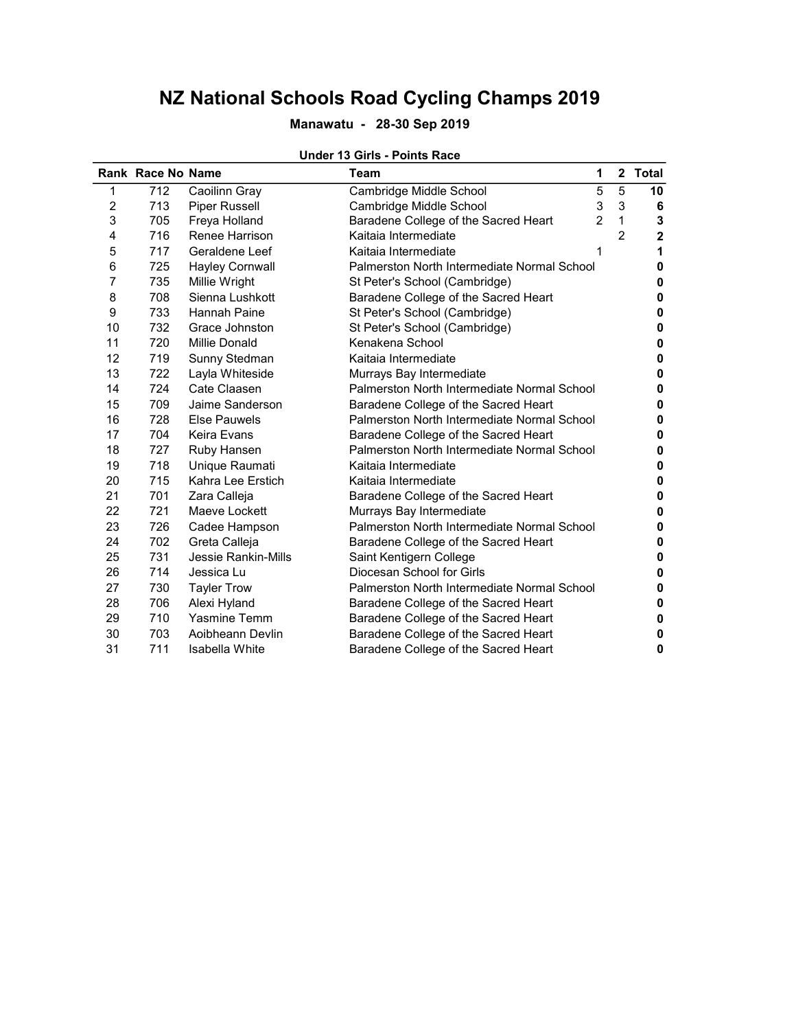# NZ National Schools Road Cycling Champs 2019

**Manawatu - 28-30 Sep 2019**

**Under 13 Girls - Points Race**

| Rank | Race No | Name | Team | 1 | 2 | Total |
|---|---|---|---|---|---|---|
| 1 | 712 | Caoilinn Gray | Cambridge Middle School | 5 | 5 | **10** |
| 2 | 713 | Piper Russell | Cambridge Middle School | 3 | 3 | **6** |
| 3 | 705 | Freya Holland | Baradene College of the Sacred Heart | 2 | 1 | **3** |
| 4 | 716 | Renee Harrison | Kaitaia Intermediate | | 2 | **2** |
| 5 | 717 | Geraldene Leef | Kaitaia Intermediate | 1 | | **1** |
| 6 | 725 | Hayley Cornwall | Palmerston North Intermediate Normal School | | | **0** |
| 7 | 735 | Millie Wright | St Peter's School (Cambridge) | | | **0** |
| 8 | 708 | Sienna Lushkott | Baradene College of the Sacred Heart | | | **0** |
| 9 | 733 | Hannah Paine | St Peter's School (Cambridge) | | | **0** |
| 10 | 732 | Grace Johnston | St Peter's School (Cambridge) | | | **0** |
| 11 | 720 | Millie Donald | Kenakena School | | | **0** |
| 12 | 719 | Sunny Stedman | Kaitaia Intermediate | | | **0** |
| 13 | 722 | Layla Whiteside | Murrays Bay Intermediate | | | **0** |
| 14 | 724 | Cate Claasen | Palmerston North Intermediate Normal School | | | **0** |
| 15 | 709 | Jaime Sanderson | Baradene College of the Sacred Heart | | | **0** |
| 16 | 728 | Else Pauwels | Palmerston North Intermediate Normal School | | | **0** |
| 17 | 704 | Keira Evans | Baradene College of the Sacred Heart | | | **0** |
| 18 | 727 | Ruby Hansen | Palmerston North Intermediate Normal School | | | **0** |
| 19 | 718 | Unique Raumati | Kaitaia Intermediate | | | **0** |
| 20 | 715 | Kahra Lee Erstich | Kaitaia Intermediate | | | **0** |
| 21 | 701 | Zara Calleja | Baradene College of the Sacred Heart | | | **0** |
| 22 | 721 | Maeve Lockett | Murrays Bay Intermediate | | | **0** |
| 23 | 726 | Cadee Hampson | Palmerston North Intermediate Normal School | | | **0** |
| 24 | 702 | Greta Calleja | Baradene College of the Sacred Heart | | | **0** |
| 25 | 731 | Jessie Rankin-Mills | Saint Kentigern College | | | **0** |
| 26 | 714 | Jessica Lu | Diocesan School for Girls | | | **0** |
| 27 | 730 | Tayler Trow | Palmerston North Intermediate Normal School | | | **0** |
| 28 | 706 | Alexi Hyland | Baradene College of the Sacred Heart | | | **0** |
| 29 | 710 | Yasmine Temm | Baradene College of the Sacred Heart | | | **0** |
| 30 | 703 | Aoibheann Devlin | Baradene College of the Sacred Heart | | | **0** |
| 31 | 711 | Isabella White | Baradene College of the Sacred Heart | | | **0** |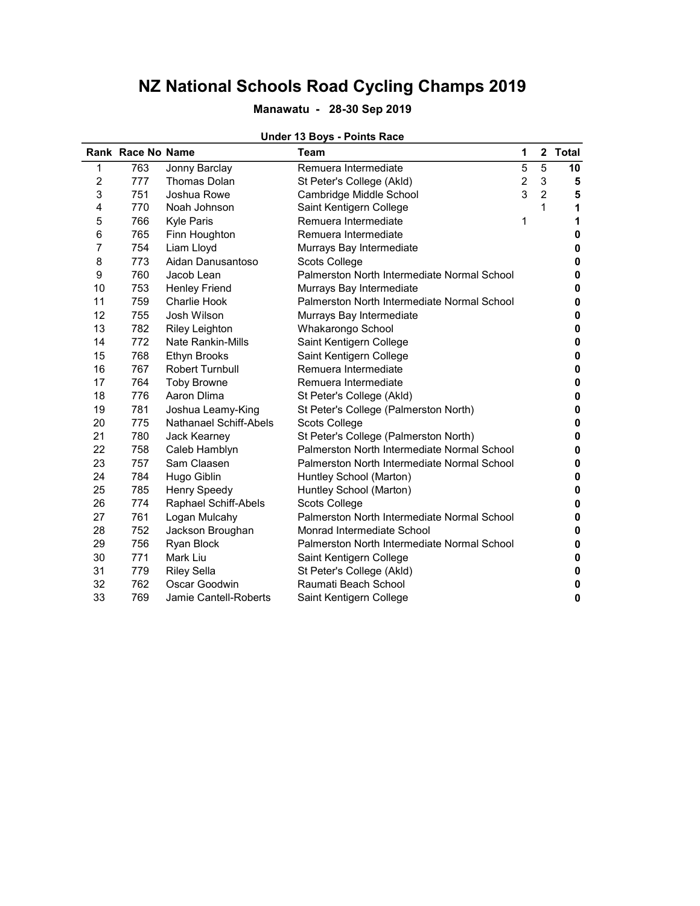# NZ National Schools Road Cycling Champs 2019

**Manawatu - 28-30 Sep 2019**

**Under 13 Boys - Points Race**

| Rank | Race No | Name | Team | 1 | 2 | Total |
|---|---|---|---|---|---|---|
| 1 | 763 | Jonny Barclay | Remuera Intermediate | 5 | 5 | **10** |
| 2 | 777 | Thomas Dolan | St Peter's College (Akld) | 2 | 3 | **5** |
| 3 | 751 | Joshua Rowe | Cambridge Middle School | 3 | 2 | **5** |
| 4 | 770 | Noah Johnson | Saint Kentigern College | | 1 | **1** |
| 5 | 766 | Kyle Paris | Remuera Intermediate | 1 | | **1** |
| 6 | 765 | Finn Houghton | Remuera Intermediate | | | **0** |
| 7 | 754 | Liam Lloyd | Murrays Bay Intermediate | | | **0** |
| 8 | 773 | Aidan Danusantoso | Scots College | | | **0** |
| 9 | 760 | Jacob Lean | Palmerston North Intermediate Normal School | | | **0** |
| 10 | 753 | Henley Friend | Murrays Bay Intermediate | | | **0** |
| 11 | 759 | Charlie Hook | Palmerston North Intermediate Normal School | | | **0** |
| 12 | 755 | Josh Wilson | Murrays Bay Intermediate | | | **0** |
| 13 | 782 | Riley Leighton | Whakarongo School | | | **0** |
| 14 | 772 | Nate Rankin-Mills | Saint Kentigern College | | | **0** |
| 15 | 768 | Ethyn Brooks | Saint Kentigern College | | | **0** |
| 16 | 767 | Robert Turnbull | Remuera Intermediate | | | **0** |
| 17 | 764 | Toby Browne | Remuera Intermediate | | | **0** |
| 18 | 776 | Aaron Dlima | St Peter's College (Akld) | | | **0** |
| 19 | 781 | Joshua Leamy-King | St Peter's College (Palmerston North) | | | **0** |
| 20 | 775 | Nathanael Schiff-Abels | Scots College | | | **0** |
| 21 | 780 | Jack Kearney | St Peter's College (Palmerston North) | | | **0** |
| 22 | 758 | Caleb Hamblyn | Palmerston North Intermediate Normal School | | | **0** |
| 23 | 757 | Sam Claasen | Palmerston North Intermediate Normal School | | | **0** |
| 24 | 784 | Hugo Giblin | Huntley School (Marton) | | | **0** |
| 25 | 785 | Henry Speedy | Huntley School (Marton) | | | **0** |
| 26 | 774 | Raphael Schiff-Abels | Scots College | | | **0** |
| 27 | 761 | Logan Mulcahy | Palmerston North Intermediate Normal School | | | **0** |
| 28 | 752 | Jackson Broughan | Monrad Intermediate School | | | **0** |
| 29 | 756 | Ryan Block | Palmerston North Intermediate Normal School | | | **0** |
| 30 | 771 | Mark Liu | Saint Kentigern College | | | **0** |
| 31 | 779 | Riley Sella | St Peter's College (Akld) | | | **0** |
| 32 | 762 | Oscar Goodwin | Raumati Beach School | | | **0** |
| 33 | 769 | Jamie Cantell-Roberts | Saint Kentigern College | | | **0** |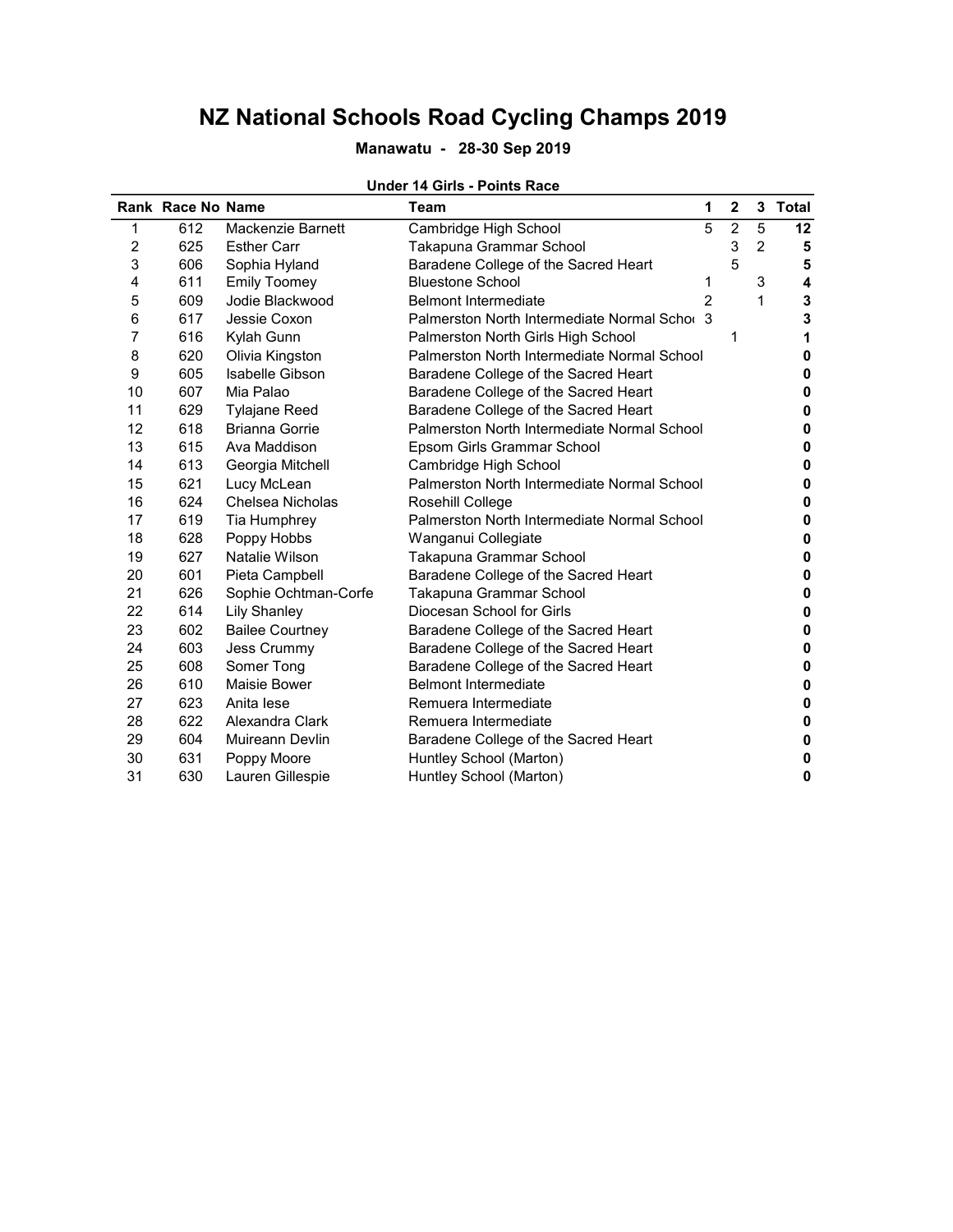# NZ National Schools Road Cycling Champs 2019

**Manawatu - 28-30 Sep 2019**

**Under 14 Girls - Points Race**

| Rank | Race No | Name | Team | 1 | 2 | 3 | Total |
|---|---|---|---|---|---|---|---|
| 1 | 612 | Mackenzie Barnett | Cambridge High School | 5 | 2 | 5 | **12** |
| 2 | 625 | Esther Carr | Takapuna Grammar School | | 3 | 2 | **5** |
| 3 | 606 | Sophia Hyland | Baradene College of the Sacred Heart | | 5 | | **5** |
| 4 | 611 | Emily Toomey | Bluestone School | 1 | | 3 | **4** |
| 5 | 609 | Jodie Blackwood | Belmont Intermediate | 2 | | 1 | **3** |
| 6 | 617 | Jessie Coxon | Palmerston North Intermediate Normal Schoo | 3 | | | **3** |
| 7 | 616 | Kylah Gunn | Palmerston North Girls High School | | 1 | | **1** |
| 8 | 620 | Olivia Kingston | Palmerston North Intermediate Normal School | | | | **0** |
| 9 | 605 | Isabelle Gibson | Baradene College of the Sacred Heart | | | | **0** |
| 10 | 607 | Mia Palao | Baradene College of the Sacred Heart | | | | **0** |
| 11 | 629 | Tylajane Reed | Baradene College of the Sacred Heart | | | | **0** |
| 12 | 618 | Brianna Gorrie | Palmerston North Intermediate Normal School | | | | **0** |
| 13 | 615 | Ava Maddison | Epsom Girls Grammar School | | | | **0** |
| 14 | 613 | Georgia Mitchell | Cambridge High School | | | | **0** |
| 15 | 621 | Lucy McLean | Palmerston North Intermediate Normal School | | | | **0** |
| 16 | 624 | Chelsea Nicholas | Rosehill College | | | | **0** |
| 17 | 619 | Tia Humphrey | Palmerston North Intermediate Normal School | | | | **0** |
| 18 | 628 | Poppy Hobbs | Wanganui Collegiate | | | | **0** |
| 19 | 627 | Natalie Wilson | Takapuna Grammar School | | | | **0** |
| 20 | 601 | Pieta Campbell | Baradene College of the Sacred Heart | | | | **0** |
| 21 | 626 | Sophie Ochtman-Corfe | Takapuna Grammar School | | | | **0** |
| 22 | 614 | Lily Shanley | Diocesan School for Girls | | | | **0** |
| 23 | 602 | Bailee Courtney | Baradene College of the Sacred Heart | | | | **0** |
| 24 | 603 | Jess Crummy | Baradene College of the Sacred Heart | | | | **0** |
| 25 | 608 | Somer Tong | Baradene College of the Sacred Heart | | | | **0** |
| 26 | 610 | Maisie Bower | Belmont Intermediate | | | | **0** |
| 27 | 623 | Anita Iese | Remuera Intermediate | | | | **0** |
| 28 | 622 | Alexandra Clark | Remuera Intermediate | | | | **0** |
| 29 | 604 | Muireann Devlin | Baradene College of the Sacred Heart | | | | **0** |
| 30 | 631 | Poppy Moore | Huntley School (Marton) | | | | **0** |
| 31 | 630 | Lauren Gillespie | Huntley School (Marton) | | | | **0** |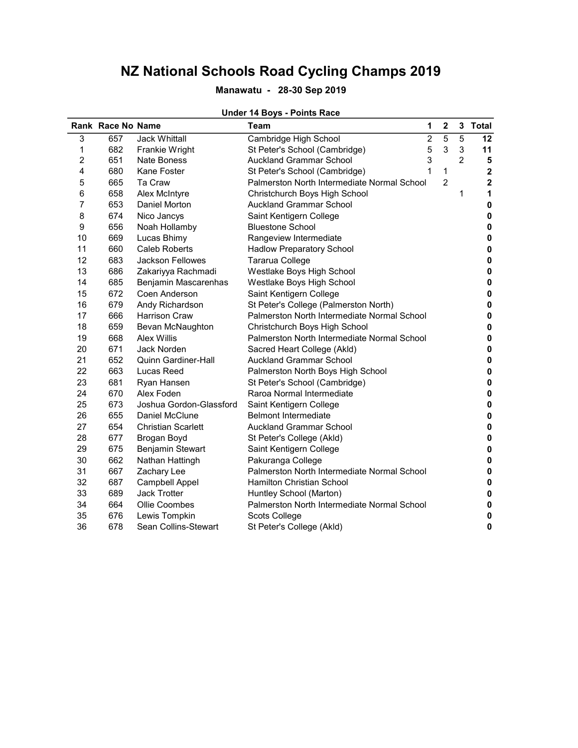# NZ National Schools Road Cycling Champs 2019

**Manawatu - 28-30 Sep 2019**

**Under 14 Boys - Points Race**

| Rank | Race No | Name | Team | 1 | 2 | 3 | Total |
|---|---|---|---|---|---|---|---|
| 3 | 657 | Jack Whittall | Cambridge High School | 2 | 5 | 5 | **12** |
| 1 | 682 | Frankie Wright | St Peter's School (Cambridge) | 5 | 3 | 3 | **11** |
| 2 | 651 | Nate Boness | Auckland Grammar School | 3 | | 2 | **5** |
| 4 | 680 | Kane Foster | St Peter's School (Cambridge) | 1 | 1 | | **2** |
| 5 | 665 | Ta Craw | Palmerston North Intermediate Normal School | | 2 | | **2** |
| 6 | 658 | Alex McIntyre | Christchurch Boys High School | | | 1 | **1** |
| 7 | 653 | Daniel Morton | Auckland Grammar School | | | | **0** |
| 8 | 674 | Nico Jancys | Saint Kentigern College | | | | **0** |
| 9 | 656 | Noah Hollamby | Bluestone School | | | | **0** |
| 10 | 669 | Lucas Bhimy | Rangeview Intermediate | | | | **0** |
| 11 | 660 | Caleb Roberts | Hadlow Preparatory School | | | | **0** |
| 12 | 683 | Jackson Fellowes | Tararua College | | | | **0** |
| 13 | 686 | Zakariyya Rachmadi | Westlake Boys High School | | | | **0** |
| 14 | 685 | Benjamin Mascarenhas | Westlake Boys High School | | | | **0** |
| 15 | 672 | Coen Anderson | Saint Kentigern College | | | | **0** |
| 16 | 679 | Andy Richardson | St Peter's College (Palmerston North) | | | | **0** |
| 17 | 666 | Harrison Craw | Palmerston North Intermediate Normal School | | | | **0** |
| 18 | 659 | Bevan McNaughton | Christchurch Boys High School | | | | **0** |
| 19 | 668 | Alex Willis | Palmerston North Intermediate Normal School | | | | **0** |
| 20 | 671 | Jack Norden | Sacred Heart College (Akld) | | | | **0** |
| 21 | 652 | Quinn Gardiner-Hall | Auckland Grammar School | | | | **0** |
| 22 | 663 | Lucas Reed | Palmerston North Boys High School | | | | **0** |
| 23 | 681 | Ryan Hansen | St Peter's School (Cambridge) | | | | **0** |
| 24 | 670 | Alex Foden | Raroa Normal Intermediate | | | | **0** |
| 25 | 673 | Joshua Gordon-Glassford | Saint Kentigern College | | | | **0** |
| 26 | 655 | Daniel McClune | Belmont Intermediate | | | | **0** |
| 27 | 654 | Christian Scarlett | Auckland Grammar School | | | | **0** |
| 28 | 677 | Brogan Boyd | St Peter's College (Akld) | | | | **0** |
| 29 | 675 | Benjamin Stewart | Saint Kentigern College | | | | **0** |
| 30 | 662 | Nathan Hattingh | Pakuranga College | | | | **0** |
| 31 | 667 | Zachary Lee | Palmerston North Intermediate Normal School | | | | **0** |
| 32 | 687 | Campbell Appel | Hamilton Christian School | | | | **0** |
| 33 | 689 | Jack Trotter | Huntley School (Marton) | | | | **0** |
| 34 | 664 | Ollie Coombes | Palmerston North Intermediate Normal School | | | | **0** |
| 35 | 676 | Lewis Tompkin | Scots College | | | | **0** |
| 36 | 678 | Sean Collins-Stewart | St Peter's College (Akld) | | | | **0** |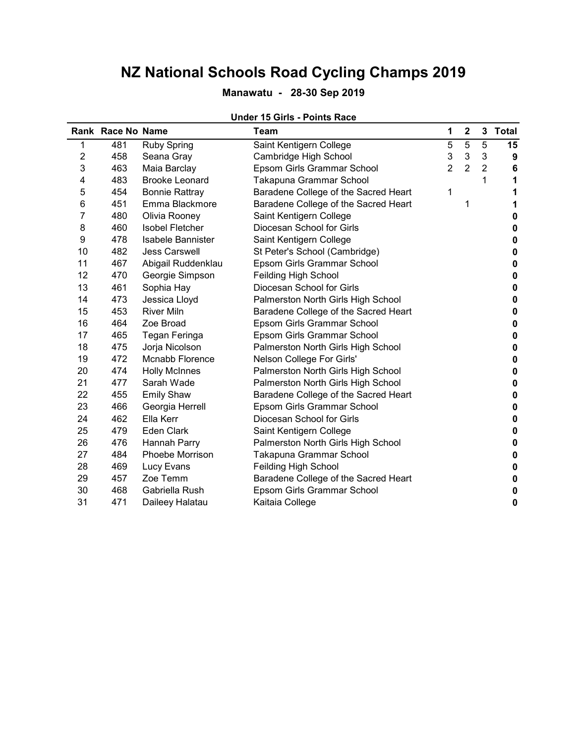# NZ National Schools Road Cycling Champs 2019

**Manawatu - 28-30 Sep 2019**

**Under 15 Girls - Points Race**

| Rank | Race No | Name | Team | 1 | 2 | 3 | Total |
|---|---|---|---|---|---|---|---|
| 1 | 481 | Ruby Spring | Saint Kentigern College | 5 | 5 | 5 | **15** |
| 2 | 458 | Seana Gray | Cambridge High School | 3 | 3 | 3 | **9** |
| 3 | 463 | Maia Barclay | Epsom Girls Grammar School | 2 | 2 | 2 | **6** |
| 4 | 483 | Brooke Leonard | Takapuna Grammar School | | | 1 | **1** |
| 5 | 454 | Bonnie Rattray | Baradene College of the Sacred Heart | 1 | | | **1** |
| 6 | 451 | Emma Blackmore | Baradene College of the Sacred Heart | | 1 | | **1** |
| 7 | 480 | Olivia Rooney | Saint Kentigern College | | | | **0** |
| 8 | 460 | Isobel Fletcher | Diocesan School for Girls | | | | **0** |
| 9 | 478 | Isabele Bannister | Saint Kentigern College | | | | **0** |
| 10 | 482 | Jess Carswell | St Peter's School (Cambridge) | | | | **0** |
| 11 | 467 | Abigail Ruddenklau | Epsom Girls Grammar School | | | | **0** |
| 12 | 470 | Georgie Simpson | Feilding High School | | | | **0** |
| 13 | 461 | Sophia Hay | Diocesan School for Girls | | | | **0** |
| 14 | 473 | Jessica Lloyd | Palmerston North Girls High School | | | | **0** |
| 15 | 453 | River Miln | Baradene College of the Sacred Heart | | | | **0** |
| 16 | 464 | Zoe Broad | Epsom Girls Grammar School | | | | **0** |
| 17 | 465 | Tegan Feringa | Epsom Girls Grammar School | | | | **0** |
| 18 | 475 | Jorja Nicolson | Palmerston North Girls High School | | | | **0** |
| 19 | 472 | Mcnabb Florence | Nelson College For Girls' | | | | **0** |
| 20 | 474 | Holly McInnes | Palmerston North Girls High School | | | | **0** |
| 21 | 477 | Sarah Wade | Palmerston North Girls High School | | | | **0** |
| 22 | 455 | Emily Shaw | Baradene College of the Sacred Heart | | | | **0** |
| 23 | 466 | Georgia Herrell | Epsom Girls Grammar School | | | | **0** |
| 24 | 462 | Ella Kerr | Diocesan School for Girls | | | | **0** |
| 25 | 479 | Eden Clark | Saint Kentigern College | | | | **0** |
| 26 | 476 | Hannah Parry | Palmerston North Girls High School | | | | **0** |
| 27 | 484 | Phoebe Morrison | Takapuna Grammar School | | | | **0** |
| 28 | 469 | Lucy Evans | Feilding High School | | | | **0** |
| 29 | 457 | Zoe Temm | Baradene College of the Sacred Heart | | | | **0** |
| 30 | 468 | Gabriella Rush | Epsom Girls Grammar School | | | | **0** |
| 31 | 471 | Daileey Halatau | Kaitaia College | | | | **0** |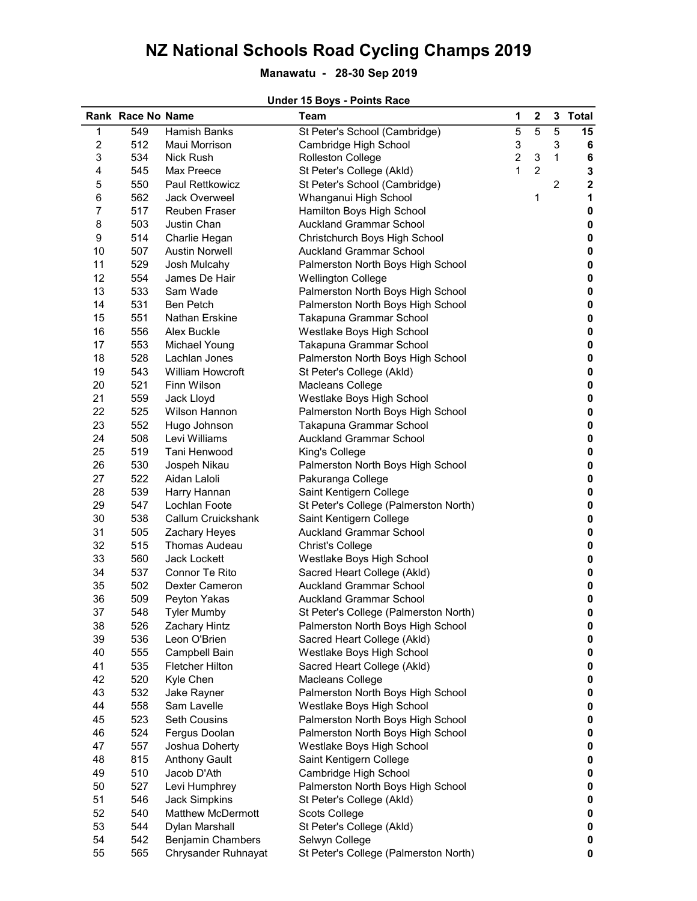# NZ National Schools Road Cycling Champs 2019

**Manawatu - 28-30 Sep 2019**

**Under 15 Boys - Points Race**

| Rank | Race No | Name | Team | 1 | 2 | 3 | Total |
|---|---|---|---|---|---|---|---|
| 1 | 549 | Hamish Banks | St Peter's School (Cambridge) | 5 | 5 | 5 | **15** |
| 2 | 512 | Maui Morrison | Cambridge High School | 3 | | 3 | **6** |
| 3 | 534 | Nick Rush | Rolleston College | 2 | 3 | 1 | **6** |
| 4 | 545 | Max Preece | St Peter's College (Akld) | 1 | 2 | | **3** |
| 5 | 550 | Paul Rettkowicz | St Peter's School (Cambridge) | | | 2 | **2** |
| 6 | 562 | Jack Overweel | Whanganui High School | | 1 | | **1** |
| 7 | 517 | Reuben Fraser | Hamilton Boys High School | | | | **0** |
| 8 | 503 | Justin Chan | Auckland Grammar School | | | | **0** |
| 9 | 514 | Charlie Hegan | Christchurch Boys High School | | | | **0** |
| 10 | 507 | Austin Norwell | Auckland Grammar School | | | | **0** |
| 11 | 529 | Josh Mulcahy | Palmerston North Boys High School | | | | **0** |
| 12 | 554 | James De Hair | Wellington College | | | | **0** |
| 13 | 533 | Sam Wade | Palmerston North Boys High School | | | | **0** |
| 14 | 531 | Ben Petch | Palmerston North Boys High School | | | | **0** |
| 15 | 551 | Nathan Erskine | Takapuna Grammar School | | | | **0** |
| 16 | 556 | Alex Buckle | Westlake Boys High School | | | | **0** |
| 17 | 553 | Michael Young | Takapuna Grammar School | | | | **0** |
| 18 | 528 | Lachlan Jones | Palmerston North Boys High School | | | | **0** |
| 19 | 543 | William Howcroft | St Peter's College (Akld) | | | | **0** |
| 20 | 521 | Finn Wilson | Macleans College | | | | **0** |
| 21 | 559 | Jack Lloyd | Westlake Boys High School | | | | **0** |
| 22 | 525 | Wilson Hannon | Palmerston North Boys High School | | | | **0** |
| 23 | 552 | Hugo Johnson | Takapuna Grammar School | | | | **0** |
| 24 | 508 | Levi Williams | Auckland Grammar School | | | | **0** |
| 25 | 519 | Tani Henwood | King's College | | | | **0** |
| 26 | 530 | Jospeh Nikau | Palmerston North Boys High School | | | | **0** |
| 27 | 522 | Aidan Laloli | Pakuranga College | | | | **0** |
| 28 | 539 | Harry Hannan | Saint Kentigern College | | | | **0** |
| 29 | 547 | Lochlan Foote | St Peter's College (Palmerston North) | | | | **0** |
| 30 | 538 | Callum Cruickshank | Saint Kentigern College | | | | **0** |
| 31 | 505 | Zachary Heyes | Auckland Grammar School | | | | **0** |
| 32 | 515 | Thomas Audeau | Christ's College | | | | **0** |
| 33 | 560 | Jack Lockett | Westlake Boys High School | | | | **0** |
| 34 | 537 | Connor Te Rito | Sacred Heart College (Akld) | | | | **0** |
| 35 | 502 | Dexter Cameron | Auckland Grammar School | | | | **0** |
| 36 | 509 | Peyton Yakas | Auckland Grammar School | | | | **0** |
| 37 | 548 | Tyler Mumby | St Peter's College (Palmerston North) | | | | **0** |
| 38 | 526 | Zachary Hintz | Palmerston North Boys High School | | | | **0** |
| 39 | 536 | Leon O'Brien | Sacred Heart College (Akld) | | | | **0** |
| 40 | 555 | Campbell Bain | Westlake Boys High School | | | | **0** |
| 41 | 535 | Fletcher Hilton | Sacred Heart College (Akld) | | | | **0** |
| 42 | 520 | Kyle Chen | Macleans College | | | | **0** |
| 43 | 532 | Jake Rayner | Palmerston North Boys High School | | | | **0** |
| 44 | 558 | Sam Lavelle | Westlake Boys High School | | | | **0** |
| 45 | 523 | Seth Cousins | Palmerston North Boys High School | | | | **0** |
| 46 | 524 | Fergus Doolan | Palmerston North Boys High School | | | | **0** |
| 47 | 557 | Joshua Doherty | Westlake Boys High School | | | | **0** |
| 48 | 815 | Anthony Gault | Saint Kentigern College | | | | **0** |
| 49 | 510 | Jacob D'Ath | Cambridge High School | | | | **0** |
| 50 | 527 | Levi Humphrey | Palmerston North Boys High School | | | | **0** |
| 51 | 546 | Jack Simpkins | St Peter's College (Akld) | | | | **0** |
| 52 | 540 | Matthew McDermott | Scots College | | | | **0** |
| 53 | 544 | Dylan Marshall | St Peter's College (Akld) | | | | **0** |
| 54 | 542 | Benjamin Chambers | Selwyn College | | | | **0** |
| 55 | 565 | Chrysander Ruhnayat | St Peter's College (Palmerston North) | | | | **0** |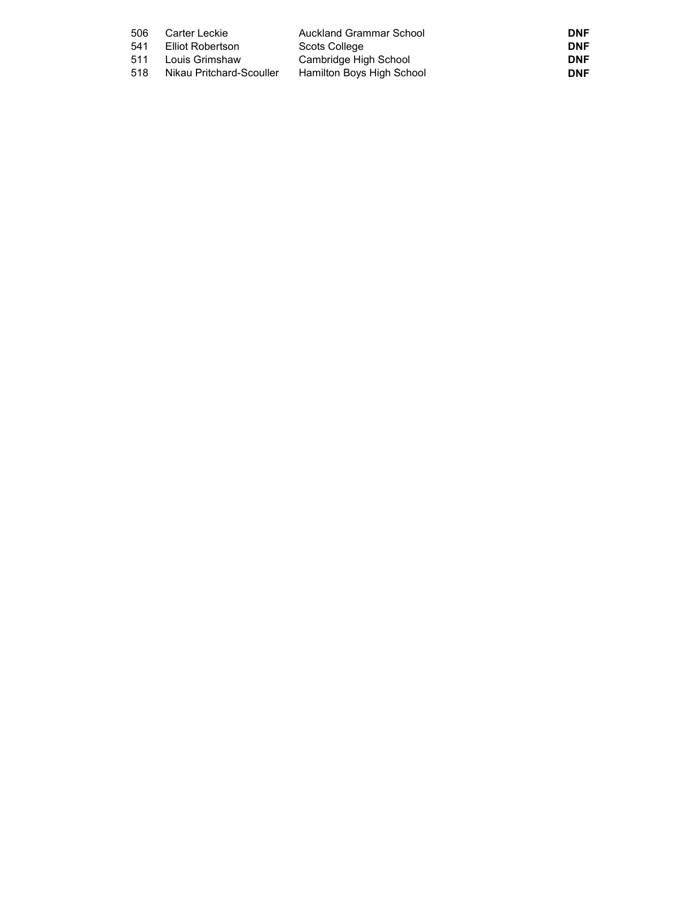| | | | |
|---|---|---|---|
| 506 | Carter Leckie | Auckland Grammar School | **DNF** |
| 541 | Elliot Robertson | Scots College | **DNF** |
| 511 | Louis Grimshaw | Cambridge High School | **DNF** |
| 518 | Nikau Pritchard-Scouller | Hamilton Boys High School | **DNF** |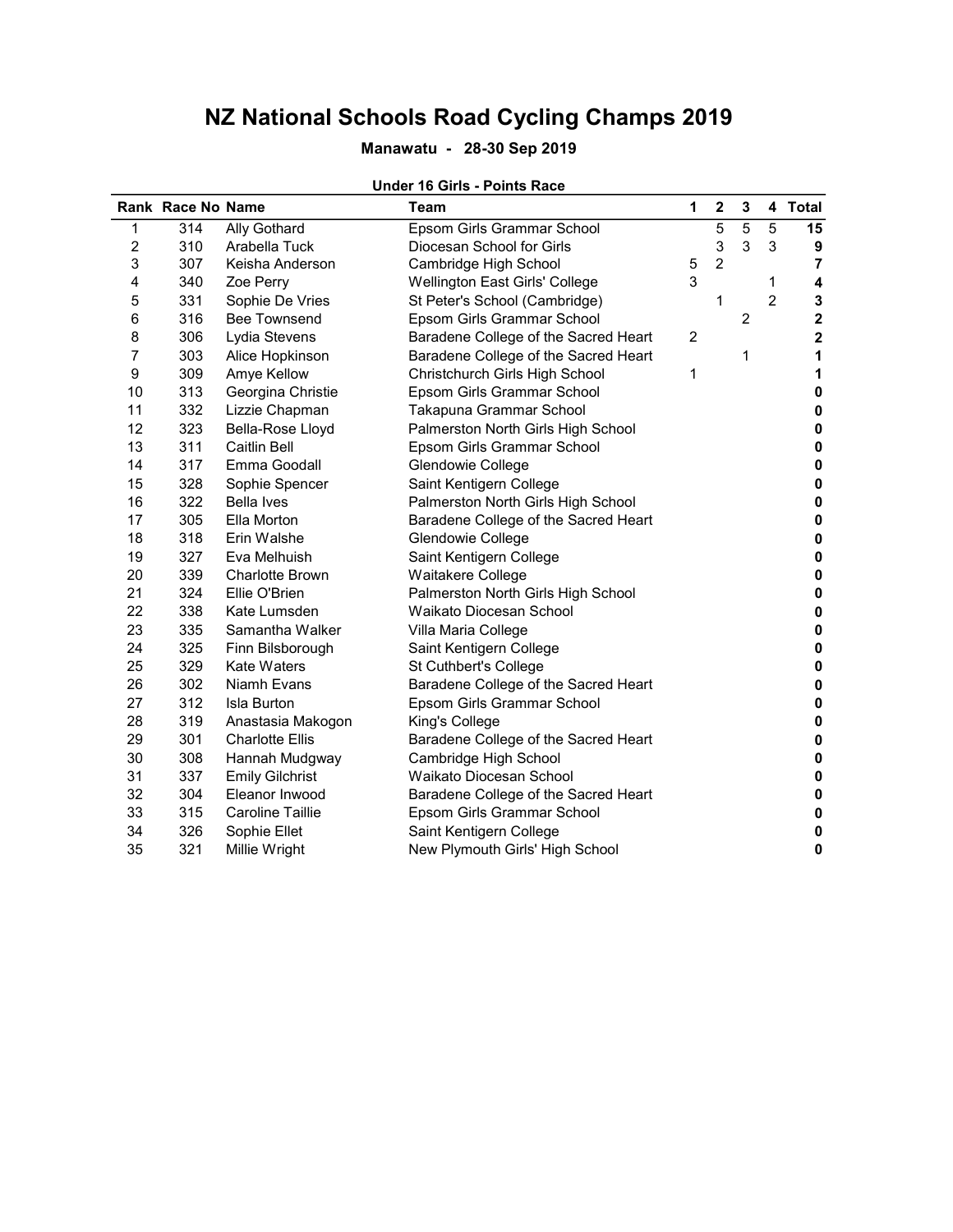# NZ National Schools Road Cycling Champs 2019

**Manawatu - 28-30 Sep 2019**

**Under 16 Girls - Points Race**

| Rank | Race No | Name | Team | 1 | 2 | 3 | 4 | Total |
|---|---|---|---|---|---|---|---|---|
| 1 | 314 | Ally Gothard | Epsom Girls Grammar School | | 5 | 5 | 5 | **15** |
| 2 | 310 | Arabella Tuck | Diocesan School for Girls | | 3 | 3 | 3 | **9** |
| 3 | 307 | Keisha Anderson | Cambridge High School | 5 | 2 | | | **7** |
| 4 | 340 | Zoe Perry | Wellington East Girls' College | 3 | | | 1 | **4** |
| 5 | 331 | Sophie De Vries | St Peter's School (Cambridge) | | 1 | | 2 | **3** |
| 6 | 316 | Bee Townsend | Epsom Girls Grammar School | | | 2 | | **2** |
| 8 | 306 | Lydia Stevens | Baradene College of the Sacred Heart | 2 | | | | **2** |
| 7 | 303 | Alice Hopkinson | Baradene College of the Sacred Heart | | | 1 | | **1** |
| 9 | 309 | Amye Kellow | Christchurch Girls High School | 1 | | | | **1** |
| 10 | 313 | Georgina Christie | Epsom Girls Grammar School | | | | | **0** |
| 11 | 332 | Lizzie Chapman | Takapuna Grammar School | | | | | **0** |
| 12 | 323 | Bella-Rose Lloyd | Palmerston North Girls High School | | | | | **0** |
| 13 | 311 | Caitlin Bell | Epsom Girls Grammar School | | | | | **0** |
| 14 | 317 | Emma Goodall | Glendowie College | | | | | **0** |
| 15 | 328 | Sophie Spencer | Saint Kentigern College | | | | | **0** |
| 16 | 322 | Bella Ives | Palmerston North Girls High School | | | | | **0** |
| 17 | 305 | Ella Morton | Baradene College of the Sacred Heart | | | | | **0** |
| 18 | 318 | Erin Walshe | Glendowie College | | | | | **0** |
| 19 | 327 | Eva Melhuish | Saint Kentigern College | | | | | **0** |
| 20 | 339 | Charlotte Brown | Waitakere College | | | | | **0** |
| 21 | 324 | Ellie O'Brien | Palmerston North Girls High School | | | | | **0** |
| 22 | 338 | Kate Lumsden | Waikato Diocesan School | | | | | **0** |
| 23 | 335 | Samantha Walker | Villa Maria College | | | | | **0** |
| 24 | 325 | Finn Bilsborough | Saint Kentigern College | | | | | **0** |
| 25 | 329 | Kate Waters | St Cuthbert's College | | | | | **0** |
| 26 | 302 | Niamh Evans | Baradene College of the Sacred Heart | | | | | **0** |
| 27 | 312 | Isla Burton | Epsom Girls Grammar School | | | | | **0** |
| 28 | 319 | Anastasia Makogon | King's College | | | | | **0** |
| 29 | 301 | Charlotte Ellis | Baradene College of the Sacred Heart | | | | | **0** |
| 30 | 308 | Hannah Mudgway | Cambridge High School | | | | | **0** |
| 31 | 337 | Emily Gilchrist | Waikato Diocesan School | | | | | **0** |
| 32 | 304 | Eleanor Inwood | Baradene College of the Sacred Heart | | | | | **0** |
| 33 | 315 | Caroline Taillie | Epsom Girls Grammar School | | | | | **0** |
| 34 | 326 | Sophie Ellet | Saint Kentigern College | | | | | **0** |
| 35 | 321 | Millie Wright | New Plymouth Girls' High School | | | | | **0** |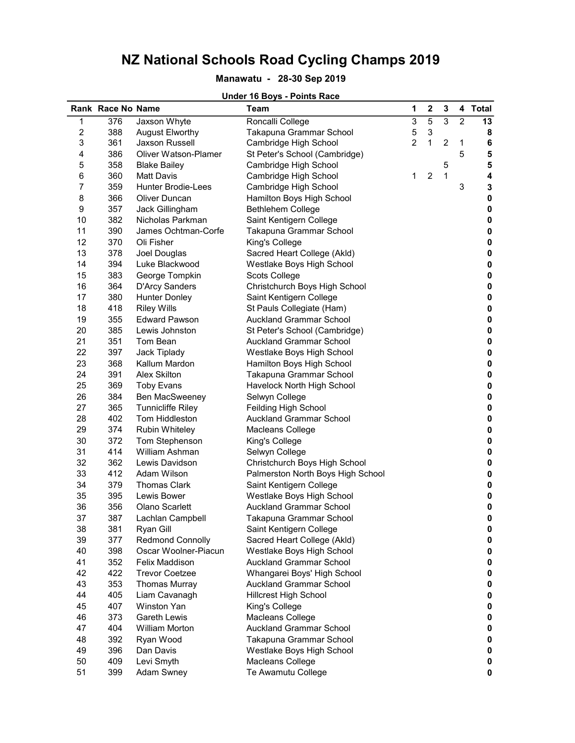# NZ National Schools Road Cycling Champs 2019

**Manawatu - 28-30 Sep 2019**

**Under 16 Boys - Points Race**

| Rank | Race No | Name | Team | 1 | 2 | 3 | 4 | Total |
|---|---|---|---|---|---|---|---|---|
| 1 | 376 | Jaxson Whyte | Roncalli College | 3 | 5 | 3 | 2 | **13** |
| 2 | 388 | August Elworthy | Takapuna Grammar School | 5 | 3 | | | **8** |
| 3 | 361 | Jaxson Russell | Cambridge High School | 2 | 1 | 2 | 1 | **6** |
| 4 | 386 | Oliver Watson-Plamer | St Peter's School (Cambridge) | | | | 5 | **5** |
| 5 | 358 | Blake Bailey | Cambridge High School | | | 5 | | **5** |
| 6 | 360 | Matt Davis | Cambridge High School | 1 | 2 | 1 | | **4** |
| 7 | 359 | Hunter Brodie-Lees | Cambridge High School | | | | 3 | **3** |
| 8 | 366 | Oliver Duncan | Hamilton Boys High School | | | | | **0** |
| 9 | 357 | Jack Gillingham | Bethlehem College | | | | | **0** |
| 10 | 382 | Nicholas Parkman | Saint Kentigern College | | | | | **0** |
| 11 | 390 | James Ochtman-Corfe | Takapuna Grammar School | | | | | **0** |
| 12 | 370 | Oli Fisher | King's College | | | | | **0** |
| 13 | 378 | Joel Douglas | Sacred Heart College (Akld) | | | | | **0** |
| 14 | 394 | Luke Blackwood | Westlake Boys High School | | | | | **0** |
| 15 | 383 | George Tompkin | Scots College | | | | | **0** |
| 16 | 364 | D'Arcy Sanders | Christchurch Boys High School | | | | | **0** |
| 17 | 380 | Hunter Donley | Saint Kentigern College | | | | | **0** |
| 18 | 418 | Riley Wills | St Pauls Collegiate (Ham) | | | | | **0** |
| 19 | 355 | Edward Pawson | Auckland Grammar School | | | | | **0** |
| 20 | 385 | Lewis Johnston | St Peter's School (Cambridge) | | | | | **0** |
| 21 | 351 | Tom Bean | Auckland Grammar School | | | | | **0** |
| 22 | 397 | Jack Tiplady | Westlake Boys High School | | | | | **0** |
| 23 | 368 | Kallum Mardon | Hamilton Boys High School | | | | | **0** |
| 24 | 391 | Alex Skilton | Takapuna Grammar School | | | | | **0** |
| 25 | 369 | Toby Evans | Havelock North High School | | | | | **0** |
| 26 | 384 | Ben MacSweeney | Selwyn College | | | | | **0** |
| 27 | 365 | Tunnicliffe Riley | Feilding High School | | | | | **0** |
| 28 | 402 | Tom Hiddleston | Auckland Grammar School | | | | | **0** |
| 29 | 374 | Rubin Whiteley | Macleans College | | | | | **0** |
| 30 | 372 | Tom Stephenson | King's College | | | | | **0** |
| 31 | 414 | William Ashman | Selwyn College | | | | | **0** |
| 32 | 362 | Lewis Davidson | Christchurch Boys High School | | | | | **0** |
| 33 | 412 | Adam Wilson | Palmerston North Boys High School | | | | | **0** |
| 34 | 379 | Thomas Clark | Saint Kentigern College | | | | | **0** |
| 35 | 395 | Lewis Bower | Westlake Boys High School | | | | | **0** |
| 36 | 356 | Olano Scarlett | Auckland Grammar School | | | | | **0** |
| 37 | 387 | Lachlan Campbell | Takapuna Grammar School | | | | | **0** |
| 38 | 381 | Ryan Gill | Saint Kentigern College | | | | | **0** |
| 39 | 377 | Redmond Connolly | Sacred Heart College (Akld) | | | | | **0** |
| 40 | 398 | Oscar Woolner-Piacun | Westlake Boys High School | | | | | **0** |
| 41 | 352 | Felix Maddison | Auckland Grammar School | | | | | **0** |
| 42 | 422 | Trevor Coetzee | Whangarei Boys' High School | | | | | **0** |
| 43 | 353 | Thomas Murray | Auckland Grammar School | | | | | **0** |
| 44 | 405 | Liam Cavanagh | Hillcrest High School | | | | | **0** |
| 45 | 407 | Winston Yan | King's College | | | | | **0** |
| 46 | 373 | Gareth Lewis | Macleans College | | | | | **0** |
| 47 | 404 | William Morton | Auckland Grammar School | | | | | **0** |
| 48 | 392 | Ryan Wood | Takapuna Grammar School | | | | | **0** |
| 49 | 396 | Dan Davis | Westlake Boys High School | | | | | **0** |
| 50 | 409 | Levi Smyth | Macleans College | | | | | **0** |
| 51 | 399 | Adam Swney | Te Awamutu College | | | | | **0** |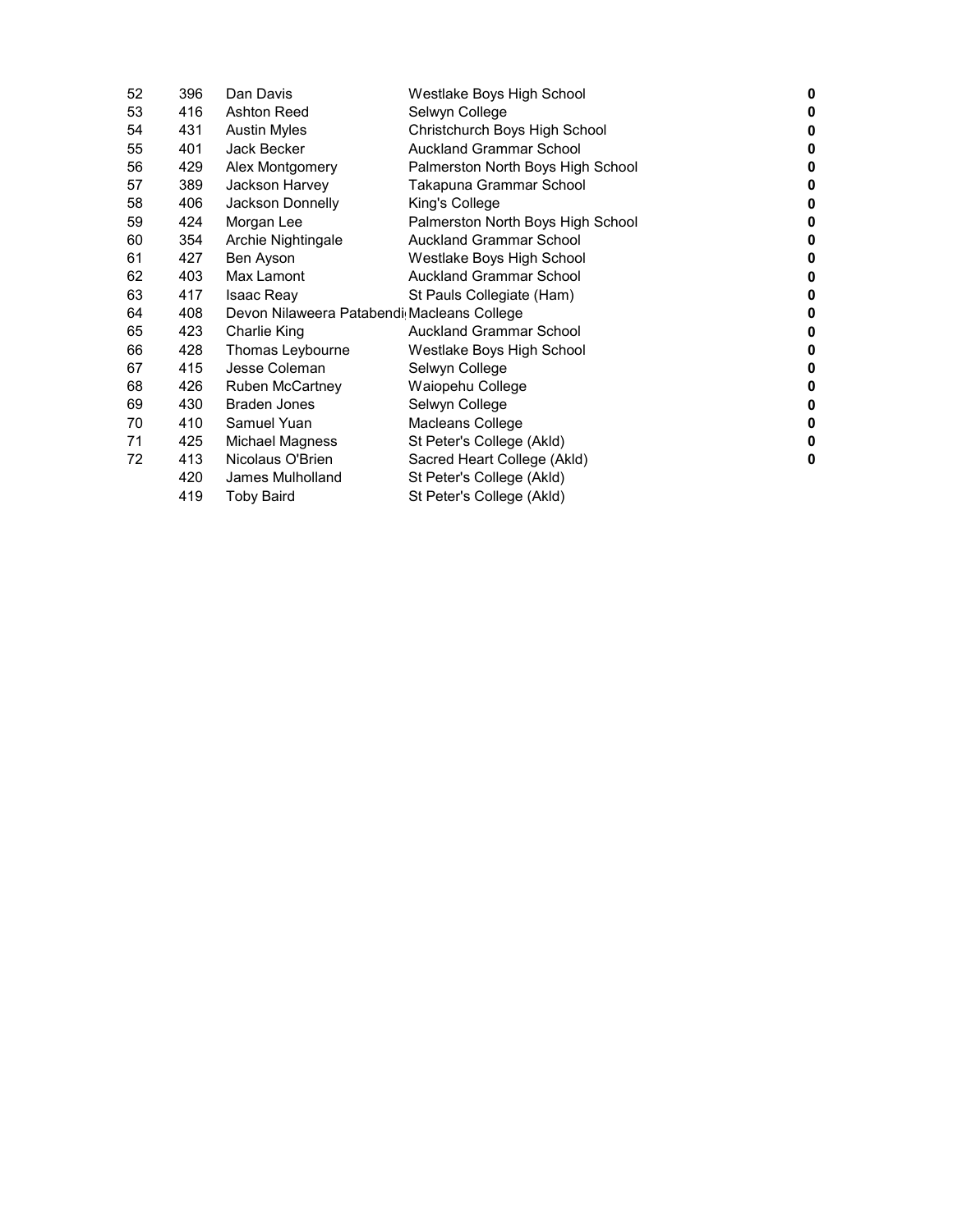| | | | | |
|---|---|---|---|---|
| 52 | 396 | Dan Davis | Westlake Boys High School | **0** |
| 53 | 416 | Ashton Reed | Selwyn College | **0** |
| 54 | 431 | Austin Myles | Christchurch Boys High School | **0** |
| 55 | 401 | Jack Becker | Auckland Grammar School | **0** |
| 56 | 429 | Alex Montgomery | Palmerston North Boys High School | **0** |
| 57 | 389 | Jackson Harvey | Takapuna Grammar School | **0** |
| 58 | 406 | Jackson Donnelly | King's College | **0** |
| 59 | 424 | Morgan Lee | Palmerston North Boys High School | **0** |
| 60 | 354 | Archie Nightingale | Auckland Grammar School | **0** |
| 61 | 427 | Ben Ayson | Westlake Boys High School | **0** |
| 62 | 403 | Max Lamont | Auckland Grammar School | **0** |
| 63 | 417 | Isaac Reay | St Pauls Collegiate (Ham) | **0** |
| 64 | 408 | Devon Nilaweera Patabendi | Macleans College | **0** |
| 65 | 423 | Charlie King | Auckland Grammar School | **0** |
| 66 | 428 | Thomas Leybourne | Westlake Boys High School | **0** |
| 67 | 415 | Jesse Coleman | Selwyn College | **0** |
| 68 | 426 | Ruben McCartney | Waiopehu College | **0** |
| 69 | 430 | Braden Jones | Selwyn College | **0** |
| 70 | 410 | Samuel Yuan | Macleans College | **0** |
| 71 | 425 | Michael Magness | St Peter's College (Akld) | **0** |
| 72 | 413 | Nicolaus O'Brien | Sacred Heart College (Akld) | **0** |
| | 420 | James Mulholland | St Peter's College (Akld) | |
| | 419 | Toby Baird | St Peter's College (Akld) | |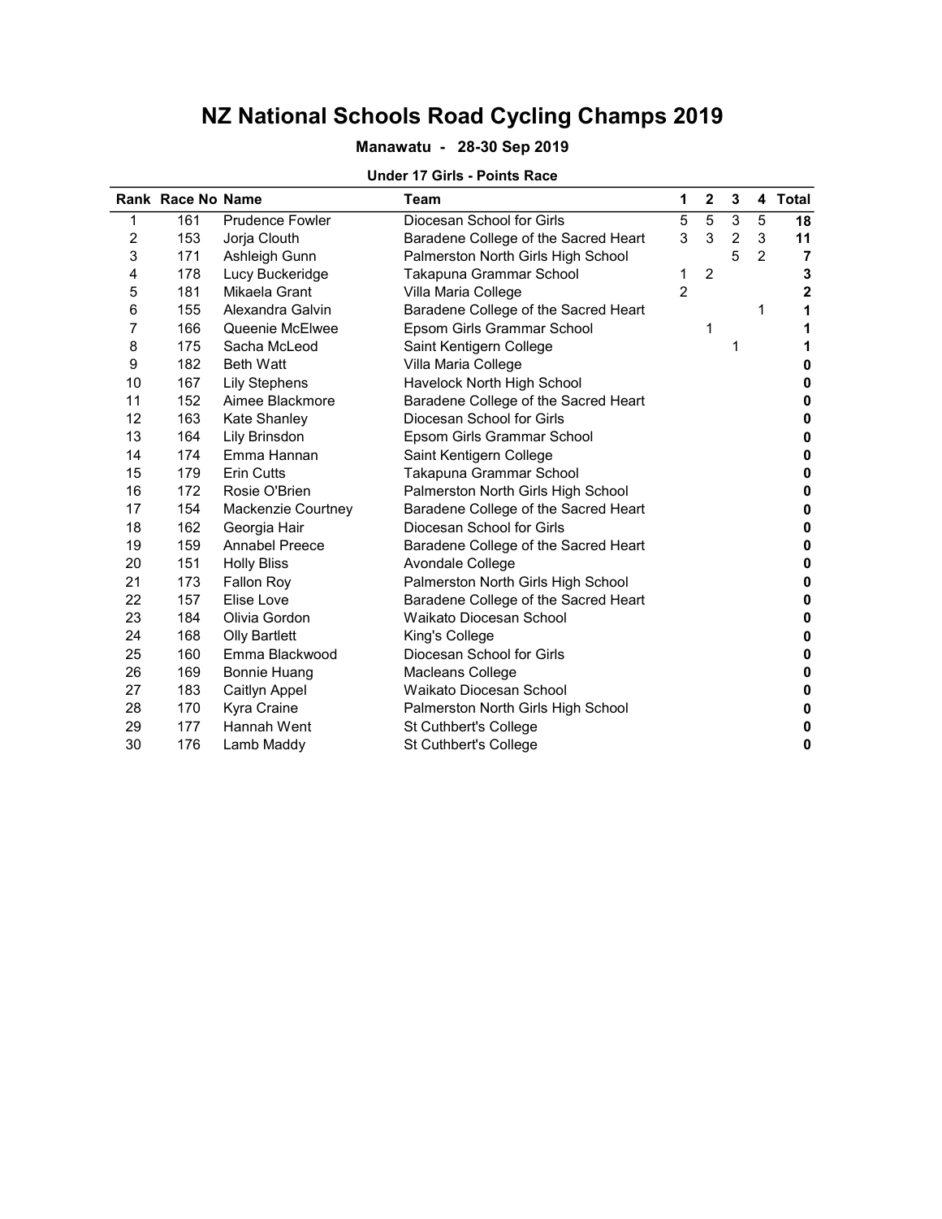# NZ National Schools Road Cycling Champs 2019

**Manawatu - 28-30 Sep 2019**

**Under 17 Girls - Points Race**

| Rank | Race No | Name | Team | 1 | 2 | 3 | 4 | Total |
|---|---|---|---|---|---|---|---|---|
| 1 | 161 | Prudence Fowler | Diocesan School for Girls | 5 | 5 | 3 | 5 | **18** |
| 2 | 153 | Jorja Clouth | Baradene College of the Sacred Heart | 3 | 3 | 2 | 3 | **11** |
| 3 | 171 | Ashleigh Gunn | Palmerston North Girls High School | | | 5 | 2 | **7** |
| 4 | 178 | Lucy Buckeridge | Takapuna Grammar School | 1 | 2 | | | **3** |
| 5 | 181 | Mikaela Grant | Villa Maria College | 2 | | | | **2** |
| 6 | 155 | Alexandra Galvin | Baradene College of the Sacred Heart | | | | 1 | **1** |
| 7 | 166 | Queenie McElwee | Epsom Girls Grammar School | | 1 | | | **1** |
| 8 | 175 | Sacha McLeod | Saint Kentigern College | | | 1 | | **1** |
| 9 | 182 | Beth Watt | Villa Maria College | | | | | **0** |
| 10 | 167 | Lily Stephens | Havelock North High School | | | | | **0** |
| 11 | 152 | Aimee Blackmore | Baradene College of the Sacred Heart | | | | | **0** |
| 12 | 163 | Kate Shanley | Diocesan School for Girls | | | | | **0** |
| 13 | 164 | Lily Brinsdon | Epsom Girls Grammar School | | | | | **0** |
| 14 | 174 | Emma Hannan | Saint Kentigern College | | | | | **0** |
| 15 | 179 | Erin Cutts | Takapuna Grammar School | | | | | **0** |
| 16 | 172 | Rosie O'Brien | Palmerston North Girls High School | | | | | **0** |
| 17 | 154 | Mackenzie Courtney | Baradene College of the Sacred Heart | | | | | **0** |
| 18 | 162 | Georgia Hair | Diocesan School for Girls | | | | | **0** |
| 19 | 159 | Annabel Preece | Baradene College of the Sacred Heart | | | | | **0** |
| 20 | 151 | Holly Bliss | Avondale College | | | | | **0** |
| 21 | 173 | Fallon Roy | Palmerston North Girls High School | | | | | **0** |
| 22 | 157 | Elise Love | Baradene College of the Sacred Heart | | | | | **0** |
| 23 | 184 | Olivia Gordon | Waikato Diocesan School | | | | | **0** |
| 24 | 168 | Olly Bartlett | King's College | | | | | **0** |
| 25 | 160 | Emma Blackwood | Diocesan School for Girls | | | | | **0** |
| 26 | 169 | Bonnie Huang | Macleans College | | | | | **0** |
| 27 | 183 | Caitlyn Appel | Waikato Diocesan School | | | | | **0** |
| 28 | 170 | Kyra Craine | Palmerston North Girls High School | | | | | **0** |
| 29 | 177 | Hannah Went | St Cuthbert's College | | | | | **0** |
| 30 | 176 | Lamb Maddy | St Cuthbert's College | | | | | **0** |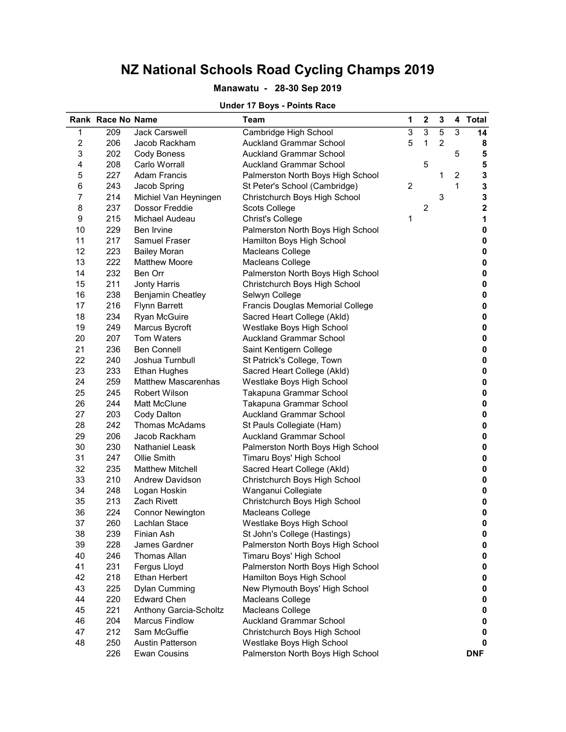# NZ National Schools Road Cycling Champs 2019

**Manawatu - 28-30 Sep 2019**

**Under 17 Boys - Points Race**

| Rank | Race No | Name | Team | 1 | 2 | 3 | 4 | Total |
|---|---|---|---|---|---|---|---|---|
| 1 | 209 | Jack Carswell | Cambridge High School | 3 | 3 | 5 | 3 | **14** |
| 2 | 206 | Jacob Rackham | Auckland Grammar School | 5 | 1 | 2 | | **8** |
| 3 | 202 | Cody Boness | Auckland Grammar School | | | | 5 | **5** |
| 4 | 208 | Carlo Worrall | Auckland Grammar School | | 5 | | | **5** |
| 5 | 227 | Adam Francis | Palmerston North Boys High School | | | 1 | 2 | **3** |
| 6 | 243 | Jacob Spring | St Peter's School (Cambridge) | 2 | | | 1 | **3** |
| 7 | 214 | Michiel Van Heyningen | Christchurch Boys High School | | | 3 | | **3** |
| 8 | 237 | Dossor Freddie | Scots College | | 2 | | | **2** |
| 9 | 215 | Michael Audeau | Christ's College | 1 | | | | **1** |
| 10 | 229 | Ben Irvine | Palmerston North Boys High School | | | | | **0** |
| 11 | 217 | Samuel Fraser | Hamilton Boys High School | | | | | **0** |
| 12 | 223 | Bailey Moran | Macleans College | | | | | **0** |
| 13 | 222 | Matthew Moore | Macleans College | | | | | **0** |
| 14 | 232 | Ben Orr | Palmerston North Boys High School | | | | | **0** |
| 15 | 211 | Jonty Harris | Christchurch Boys High School | | | | | **0** |
| 16 | 238 | Benjamin Cheatley | Selwyn College | | | | | **0** |
| 17 | 216 | Flynn Barrett | Francis Douglas Memorial College | | | | | **0** |
| 18 | 234 | Ryan McGuire | Sacred Heart College (Akld) | | | | | **0** |
| 19 | 249 | Marcus Bycroft | Westlake Boys High School | | | | | **0** |
| 20 | 207 | Tom Waters | Auckland Grammar School | | | | | **0** |
| 21 | 236 | Ben Connell | Saint Kentigern College | | | | | **0** |
| 22 | 240 | Joshua Turnbull | St Patrick's College, Town | | | | | **0** |
| 23 | 233 | Ethan Hughes | Sacred Heart College (Akld) | | | | | **0** |
| 24 | 259 | Matthew Mascarenhas | Westlake Boys High School | | | | | **0** |
| 25 | 245 | Robert Wilson | Takapuna Grammar School | | | | | **0** |
| 26 | 244 | Matt McClune | Takapuna Grammar School | | | | | **0** |
| 27 | 203 | Cody Dalton | Auckland Grammar School | | | | | **0** |
| 28 | 242 | Thomas McAdams | St Pauls Collegiate (Ham) | | | | | **0** |
| 29 | 206 | Jacob Rackham | Auckland Grammar School | | | | | **0** |
| 30 | 230 | Nathaniel Leask | Palmerston North Boys High School | | | | | **0** |
| 31 | 247 | Ollie Smith | Timaru Boys' High School | | | | | **0** |
| 32 | 235 | Matthew Mitchell | Sacred Heart College (Akld) | | | | | **0** |
| 33 | 210 | Andrew Davidson | Christchurch Boys High School | | | | | **0** |
| 34 | 248 | Logan Hoskin | Wanganui Collegiate | | | | | **0** |
| 35 | 213 | Zach Rivett | Christchurch Boys High School | | | | | **0** |
| 36 | 224 | Connor Newington | Macleans College | | | | | **0** |
| 37 | 260 | Lachlan Stace | Westlake Boys High School | | | | | **0** |
| 38 | 239 | Finian Ash | St John's College (Hastings) | | | | | **0** |
| 39 | 228 | James Gardner | Palmerston North Boys High School | | | | | **0** |
| 40 | 246 | Thomas Allan | Timaru Boys' High School | | | | | **0** |
| 41 | 231 | Fergus Lloyd | Palmerston North Boys High School | | | | | **0** |
| 42 | 218 | Ethan Herbert | Hamilton Boys High School | | | | | **0** |
| 43 | 225 | Dylan Cumming | New Plymouth Boys' High School | | | | | **0** |
| 44 | 220 | Edward Chen | Macleans College | | | | | **0** |
| 45 | 221 | Anthony Garcia-Scholtz | Macleans College | | | | | **0** |
| 46 | 204 | Marcus Findlow | Auckland Grammar School | | | | | **0** |
| 47 | 212 | Sam McGuffie | Christchurch Boys High School | | | | | **0** |
| 48 | 250 | Austin Patterson | Westlake Boys High School | | | | | **0** |
| | 226 | Ewan Cousins | Palmerston North Boys High School | | | | | **DNF** |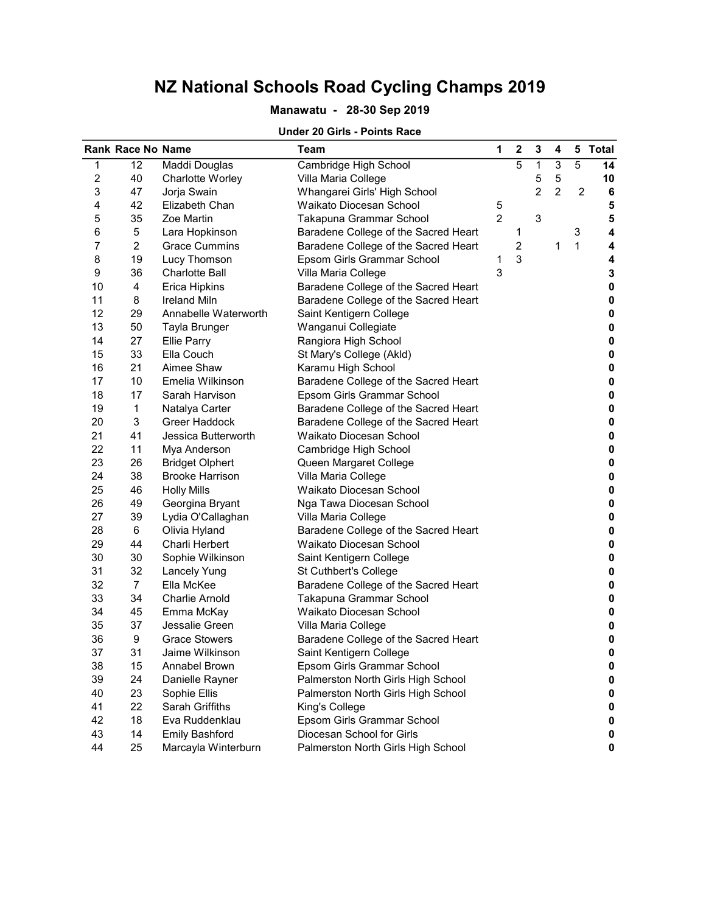# NZ National Schools Road Cycling Champs 2019

### Manawatu - 28-30 Sep 2019

#### Under 20 Girls - Points Race

| Rank | Race No | Name | Team | 1 | 2 | 3 | 4 | 5 | Total |
|---|---|---|---|---|---|---|---|---|---|
| 1 | 12 | Maddi Douglas | Cambridge High School | | 5 | 1 | 3 | 5 | **14** |
| 2 | 40 | Charlotte Worley | Villa Maria College | | | 5 | 5 | | **10** |
| 3 | 47 | Jorja Swain | Whangarei Girls' High School | | | 2 | 2 | 2 | **6** |
| 4 | 42 | Elizabeth Chan | Waikato Diocesan School | 5 | | | | | **5** |
| 5 | 35 | Zoe Martin | Takapuna Grammar School | 2 | | 3 | | | **5** |
| 6 | 5 | Lara Hopkinson | Baradene College of the Sacred Heart | | 1 | | | 3 | **4** |
| 7 | 2 | Grace Cummins | Baradene College of the Sacred Heart | | 2 | | 1 | 1 | **4** |
| 8 | 19 | Lucy Thomson | Epsom Girls Grammar School | 1 | 3 | | | | **4** |
| 9 | 36 | Charlotte Ball | Villa Maria College | 3 | | | | | **3** |
| 10 | 4 | Erica Hipkins | Baradene College of the Sacred Heart | | | | | | **0** |
| 11 | 8 | Ireland Miln | Baradene College of the Sacred Heart | | | | | | **0** |
| 12 | 29 | Annabelle Waterworth | Saint Kentigern College | | | | | | **0** |
| 13 | 50 | Tayla Brunger | Wanganui Collegiate | | | | | | **0** |
| 14 | 27 | Ellie Parry | Rangiora High School | | | | | | **0** |
| 15 | 33 | Ella Couch | St Mary's College (Akld) | | | | | | **0** |
| 16 | 21 | Aimee Shaw | Karamu High School | | | | | | **0** |
| 17 | 10 | Emelia Wilkinson | Baradene College of the Sacred Heart | | | | | | **0** |
| 18 | 17 | Sarah Harvison | Epsom Girls Grammar School | | | | | | **0** |
| 19 | 1 | Natalya Carter | Baradene College of the Sacred Heart | | | | | | **0** |
| 20 | 3 | Greer Haddock | Baradene College of the Sacred Heart | | | | | | **0** |
| 21 | 41 | Jessica Butterworth | Waikato Diocesan School | | | | | | **0** |
| 22 | 11 | Mya Anderson | Cambridge High School | | | | | | **0** |
| 23 | 26 | Bridget Olphert | Queen Margaret College | | | | | | **0** |
| 24 | 38 | Brooke Harrison | Villa Maria College | | | | | | **0** |
| 25 | 46 | Holly Mills | Waikato Diocesan School | | | | | | **0** |
| 26 | 49 | Georgina Bryant | Nga Tawa Diocesan School | | | | | | **0** |
| 27 | 39 | Lydia O'Callaghan | Villa Maria College | | | | | | **0** |
| 28 | 6 | Olivia Hyland | Baradene College of the Sacred Heart | | | | | | **0** |
| 29 | 44 | Charli Herbert | Waikato Diocesan School | | | | | | **0** |
| 30 | 30 | Sophie Wilkinson | Saint Kentigern College | | | | | | **0** |
| 31 | 32 | Lancely Yung | St Cuthbert's College | | | | | | **0** |
| 32 | 7 | Ella McKee | Baradene College of the Sacred Heart | | | | | | **0** |
| 33 | 34 | Charlie Arnold | Takapuna Grammar School | | | | | | **0** |
| 34 | 45 | Emma McKay | Waikato Diocesan School | | | | | | **0** |
| 35 | 37 | Jessalie Green | Villa Maria College | | | | | | **0** |
| 36 | 9 | Grace Stowers | Baradene College of the Sacred Heart | | | | | | **0** |
| 37 | 31 | Jaime Wilkinson | Saint Kentigern College | | | | | | **0** |
| 38 | 15 | Annabel Brown | Epsom Girls Grammar School | | | | | | **0** |
| 39 | 24 | Danielle Rayner | Palmerston North Girls High School | | | | | | **0** |
| 40 | 23 | Sophie Ellis | Palmerston North Girls High School | | | | | | **0** |
| 41 | 22 | Sarah Griffiths | King's College | | | | | | **0** |
| 42 | 18 | Eva Ruddenklau | Epsom Girls Grammar School | | | | | | **0** |
| 43 | 14 | Emily Bashford | Diocesan School for Girls | | | | | | **0** |
| 44 | 25 | Marcayla Winterburn | Palmerston North Girls High School | | | | | | **0** |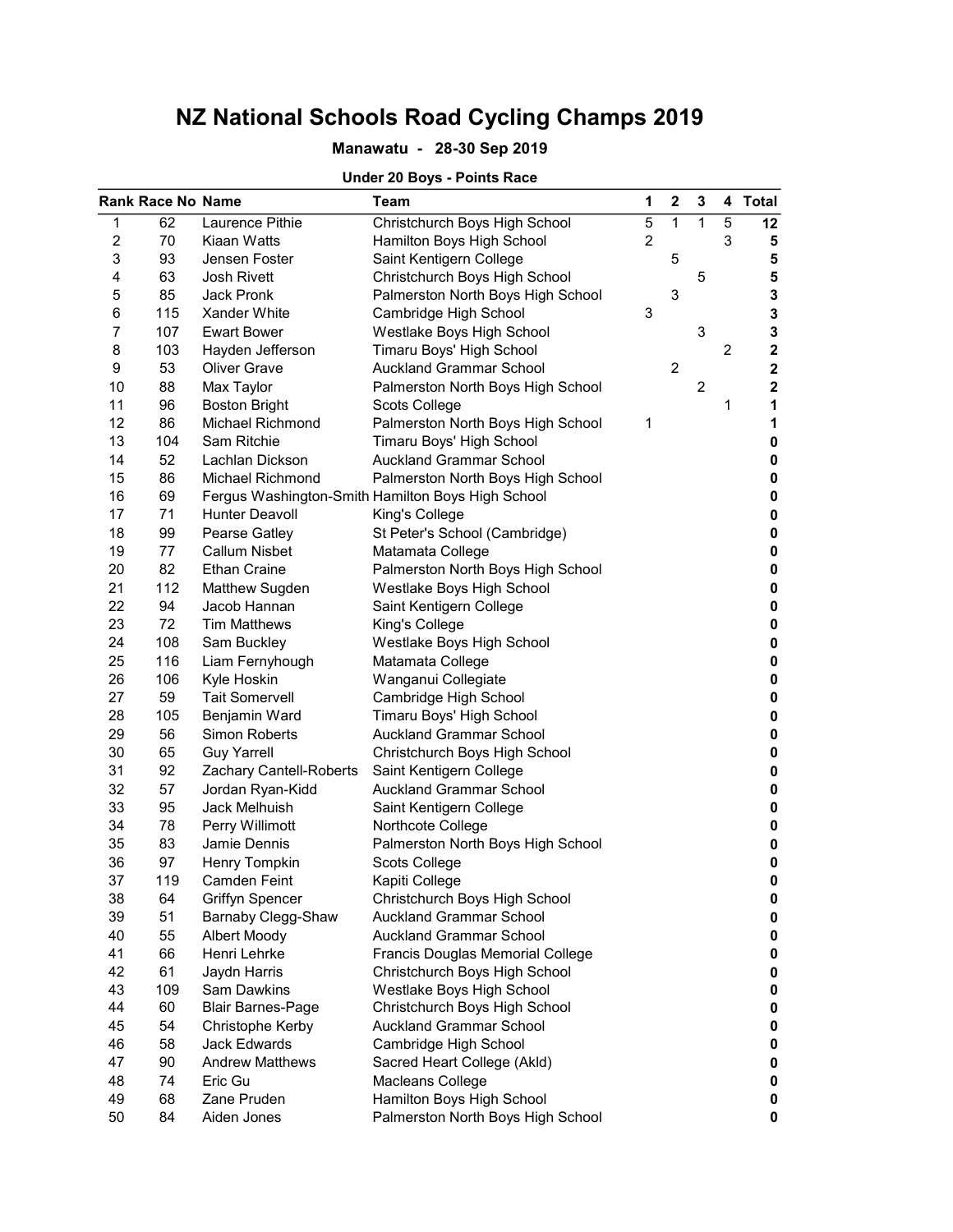# NZ National Schools Road Cycling Champs 2019

**Manawatu - 28-30 Sep 2019**

**Under 20 Boys - Points Race**

| Rank | Race No | Name | Team | 1 | 2 | 3 | 4 | Total |
|---|---|---|---|---|---|---|---|---|
| 1 | 62 | Laurence Pithie | Christchurch Boys High School | 5 | 1 | 1 | 5 | **12** |
| 2 | 70 | Kiaan Watts | Hamilton Boys High School | 2 | | | 3 | **5** |
| 3 | 93 | Jensen Foster | Saint Kentigern College | | 5 | | | **5** |
| 4 | 63 | Josh Rivett | Christchurch Boys High School | | | 5 | | **5** |
| 5 | 85 | Jack Pronk | Palmerston North Boys High School | | 3 | | | **3** |
| 6 | 115 | Xander White | Cambridge High School | 3 | | | | **3** |
| 7 | 107 | Ewart Bower | Westlake Boys High School | | | 3 | | **3** |
| 8 | 103 | Hayden Jefferson | Timaru Boys' High School | | | | 2 | **2** |
| 9 | 53 | Oliver Grave | Auckland Grammar School | | 2 | | | **2** |
| 10 | 88 | Max Taylor | Palmerston North Boys High School | | | 2 | | **2** |
| 11 | 96 | Boston Bright | Scots College | | | | 1 | **1** |
| 12 | 86 | Michael Richmond | Palmerston North Boys High School | 1 | | | | **1** |
| 13 | 104 | Sam Ritchie | Timaru Boys' High School | | | | | **0** |
| 14 | 52 | Lachlan Dickson | Auckland Grammar School | | | | | **0** |
| 15 | 86 | Michael Richmond | Palmerston North Boys High School | | | | | **0** |
| 16 | 69 | Fergus Washington-Smith | Hamilton Boys High School | | | | | **0** |
| 17 | 71 | Hunter Deavoll | King's College | | | | | **0** |
| 18 | 99 | Pearse Gatley | St Peter's School (Cambridge) | | | | | **0** |
| 19 | 77 | Callum Nisbet | Matamata College | | | | | **0** |
| 20 | 82 | Ethan Craine | Palmerston North Boys High School | | | | | **0** |
| 21 | 112 | Matthew Sugden | Westlake Boys High School | | | | | **0** |
| 22 | 94 | Jacob Hannan | Saint Kentigern College | | | | | **0** |
| 23 | 72 | Tim Matthews | King's College | | | | | **0** |
| 24 | 108 | Sam Buckley | Westlake Boys High School | | | | | **0** |
| 25 | 116 | Liam Fernyhough | Matamata College | | | | | **0** |
| 26 | 106 | Kyle Hoskin | Wanganui Collegiate | | | | | **0** |
| 27 | 59 | Tait Somervell | Cambridge High School | | | | | **0** |
| 28 | 105 | Benjamin Ward | Timaru Boys' High School | | | | | **0** |
| 29 | 56 | Simon Roberts | Auckland Grammar School | | | | | **0** |
| 30 | 65 | Guy Yarrell | Christchurch Boys High School | | | | | **0** |
| 31 | 92 | Zachary Cantell-Roberts | Saint Kentigern College | | | | | **0** |
| 32 | 57 | Jordan Ryan-Kidd | Auckland Grammar School | | | | | **0** |
| 33 | 95 | Jack Melhuish | Saint Kentigern College | | | | | **0** |
| 34 | 78 | Perry Willimott | Northcote College | | | | | **0** |
| 35 | 83 | Jamie Dennis | Palmerston North Boys High School | | | | | **0** |
| 36 | 97 | Henry Tompkin | Scots College | | | | | **0** |
| 37 | 119 | Camden Feint | Kapiti College | | | | | **0** |
| 38 | 64 | Griffyn Spencer | Christchurch Boys High School | | | | | **0** |
| 39 | 51 | Barnaby Clegg-Shaw | Auckland Grammar School | | | | | **0** |
| 40 | 55 | Albert Moody | Auckland Grammar School | | | | | **0** |
| 41 | 66 | Henri Lehrke | Francis Douglas Memorial College | | | | | **0** |
| 42 | 61 | Jaydn Harris | Christchurch Boys High School | | | | | **0** |
| 43 | 109 | Sam Dawkins | Westlake Boys High School | | | | | **0** |
| 44 | 60 | Blair Barnes-Page | Christchurch Boys High School | | | | | **0** |
| 45 | 54 | Christophe Kerby | Auckland Grammar School | | | | | **0** |
| 46 | 58 | Jack Edwards | Cambridge High School | | | | | **0** |
| 47 | 90 | Andrew Matthews | Sacred Heart College (Akld) | | | | | **0** |
| 48 | 74 | Eric Gu | Macleans College | | | | | **0** |
| 49 | 68 | Zane Pruden | Hamilton Boys High School | | | | | **0** |
| 50 | 84 | Aiden Jones | Palmerston North Boys High School | | | | | **0** |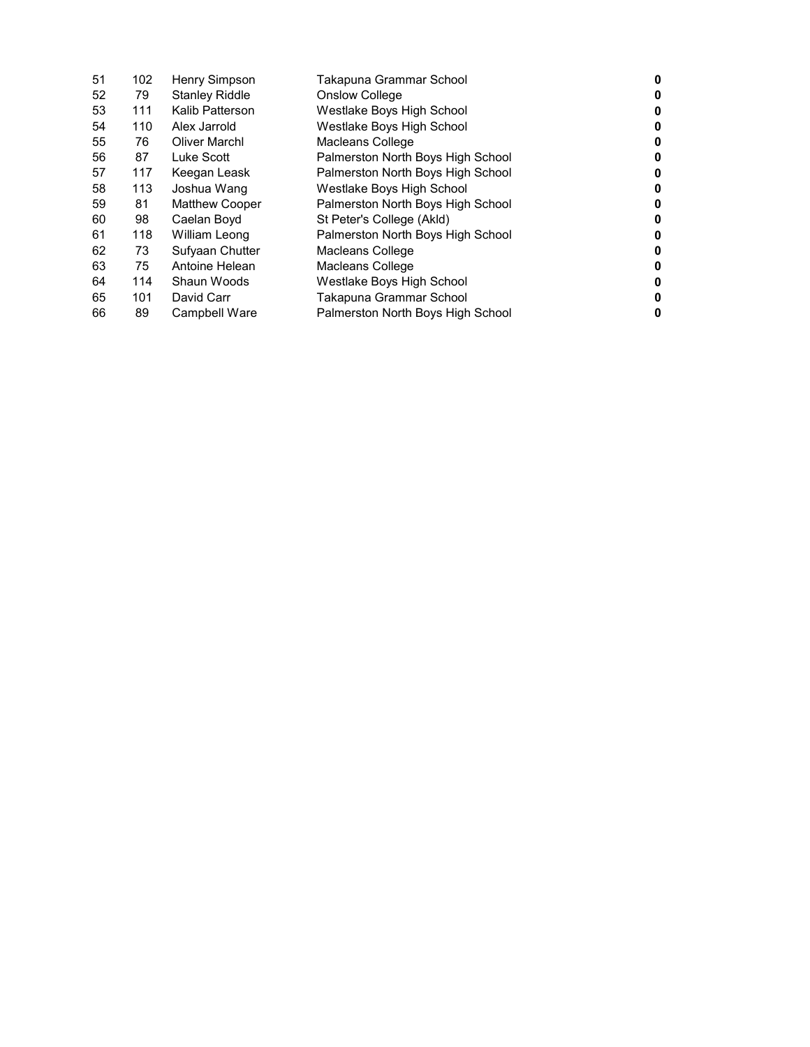| | | | | |
|---|---|---|---|---|
| 51 | 102 | Henry Simpson | Takapuna Grammar School | **0** |
| 52 | 79 | Stanley Riddle | Onslow College | **0** |
| 53 | 111 | Kalib Patterson | Westlake Boys High School | **0** |
| 54 | 110 | Alex Jarrold | Westlake Boys High School | **0** |
| 55 | 76 | Oliver Marchl | Macleans College | **0** |
| 56 | 87 | Luke Scott | Palmerston North Boys High School | **0** |
| 57 | 117 | Keegan Leask | Palmerston North Boys High School | **0** |
| 58 | 113 | Joshua Wang | Westlake Boys High School | **0** |
| 59 | 81 | Matthew Cooper | Palmerston North Boys High School | **0** |
| 60 | 98 | Caelan Boyd | St Peter's College (Akld) | **0** |
| 61 | 118 | William Leong | Palmerston North Boys High School | **0** |
| 62 | 73 | Sufyaan Chutter | Macleans College | **0** |
| 63 | 75 | Antoine Helean | Macleans College | **0** |
| 64 | 114 | Shaun Woods | Westlake Boys High School | **0** |
| 65 | 101 | David Carr | Takapuna Grammar School | **0** |
| 66 | 89 | Campbell Ware | Palmerston North Boys High School | **0** |